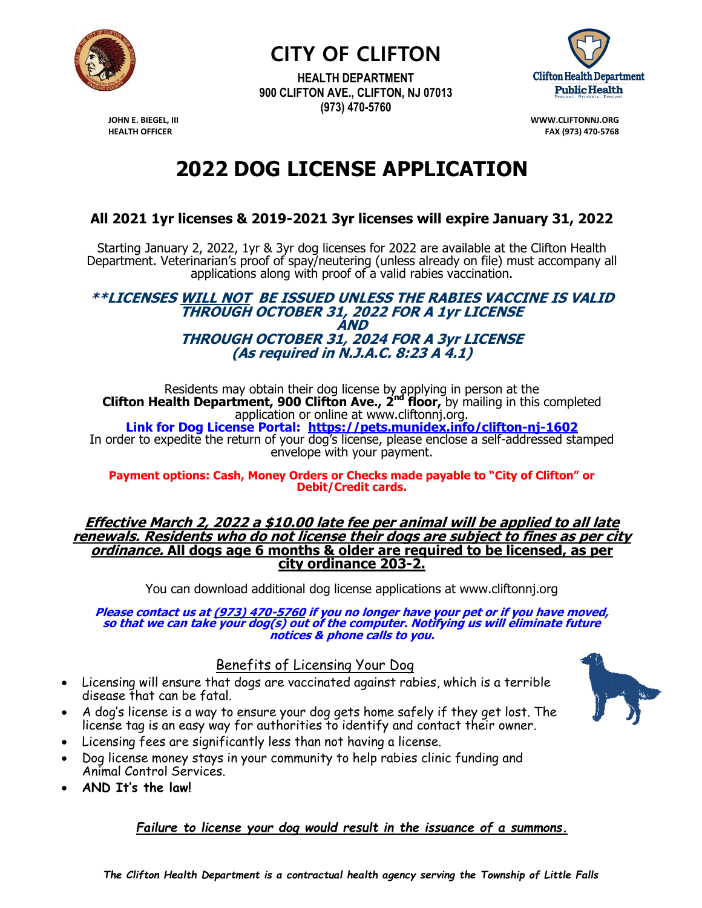# CITY OF CLIFTON

**HEALTH DEPARTMENT**
**900 CLIFTON AVE., CLIFTON, NJ 07013**
**(973) 470-5760**

**Clifton Health Department**
**Public Health**
Prevent. Promote. Protect.

**JOHN E. BIEGEL, III**
**HEALTH OFFICER**

**WWW.CLIFTONNJ.ORG**
**FAX (973) 470-5768**

# 2022 DOG LICENSE APPLICATION

## All 2021 1yr licenses & 2019-2021 3yr licenses will expire January 31, 2022

Starting January 2, 2022, 1yr & 3yr dog licenses for 2022 are available at the Clifton Health Department. Veterinarian's proof of spay/neutering (unless already on file) must accompany all applications along with proof of a valid rabies vaccination.

***\*\*LICENSES WILL NOT BE ISSUED UNLESS THE RABIES VACCINE IS VALID THROUGH OCTOBER 31, 2022 FOR A 1yr LICENSE***
***AND***
***THROUGH OCTOBER 31, 2024 FOR A 3yr LICENSE***
***(As required in N.J.A.C. 8:23 A 4.1)***

Residents may obtain their dog license by applying in person at the **Clifton Health Department, 900 Clifton Ave., 2nd floor,** by mailing in this completed application or online at www.cliftonnj.org.
**Link for Dog License Portal: https://pets.munidex.info/clifton-nj-1602**
In order to expedite the return of your dog's license, please enclose a self-addressed stamped envelope with your payment.

**Payment options: Cash, Money Orders or Checks made payable to "City of Clifton" or Debit/Credit cards.**

***Effective March 2, 2022 a $10.00 late fee per animal will be applied to all late renewals. Residents who do not license their dogs are subject to fines as per city ordinance.*** **All dogs age 6 months & older are required to be licensed, as per city ordinance 203-2.**

You can download additional dog license applications at www.cliftonnj.org

***Please contact us at (973) 470-5760 if you no longer have your pet or if you have moved, so that we can take your dog(s) out of the computer. Notifying us will eliminate future notices & phone calls to you.***

## Benefits of Licensing Your Dog

- Licensing will ensure that dogs are vaccinated against rabies, which is a terrible disease that can be fatal.
- A dog's license is a way to ensure your dog gets home safely if they get lost. The license tag is an easy way for authorities to identify and contact their owner.
- Licensing fees are significantly less than not having a license.
- Dog license money stays in your community to help rabies clinic funding and Animal Control Services.
- **AND It's the law!**

*Failure to license your dog would result in the issuance of a summons.*

*The Clifton Health Department is a contractual health agency serving the Township of Little Falls*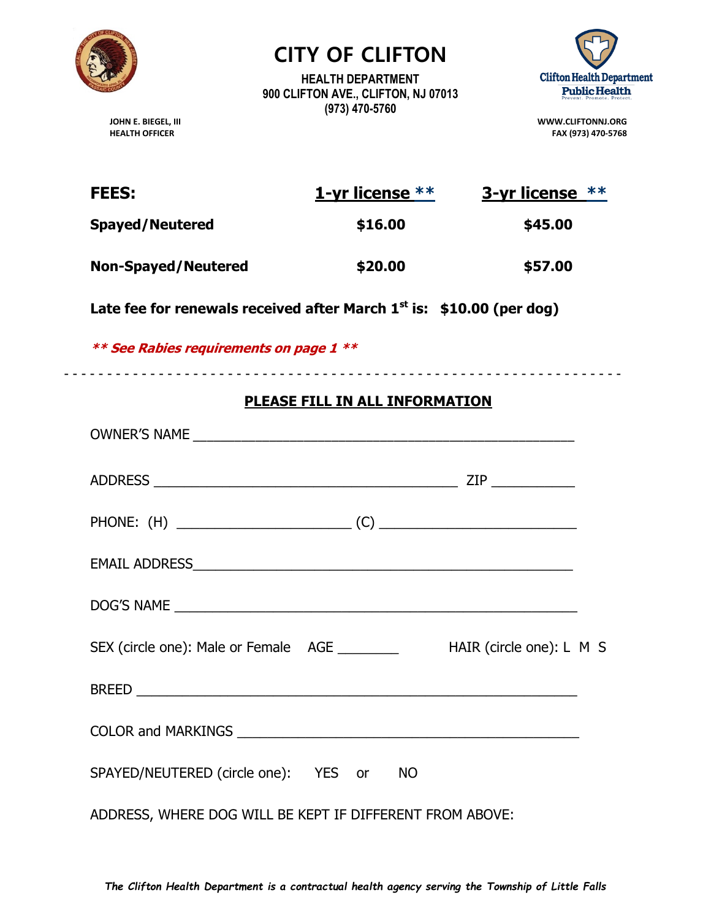# CITY OF CLIFTON

**HEALTH DEPARTMENT**
**900 CLIFTON AVE., CLIFTON, NJ 07013**
**(973) 470-5760**

**JOHN E. BIEGEL, III**
**HEALTH OFFICER**

**Clifton Health Department**
**Public Health**
Prevent. Promote. Protect.

**WWW.CLIFTONNJ.ORG**
**FAX (973) 470-5768**

| **FEES:** | **1-yr license \*\*** | **3-yr license \*\*** |
|---|---|---|
| **Spayed/Neutered** | **$16.00** | **$45.00** |
| **Non-Spayed/Neutered** | **$20.00** | **$57.00** |

**Late fee for renewals received after March 1st is: $10.00 (per dog)**

***\*\* See Rabies requirements on page 1 \*\****

- - - - - - - - - - - - - - - - - - - - - - - - - - - - - - - - - - - - - - - - - - - - - - - - - - - - - - - -

## PLEASE FILL IN ALL INFORMATION

OWNER'S NAME ______________________________________________

ADDRESS ____________________________________ ZIP __________

PHONE: (H) ____________________ (C) ______________________

EMAIL ADDRESS______________________________________________

DOG'S NAME _________________________________________________

SEX (circle one): Male or Female AGE ________ HAIR (circle one): L M S

BREED ______________________________________________________

COLOR and MARKINGS ________________________________________

SPAYED/NEUTERED (circle one): YES or NO

ADDRESS, WHERE DOG WILL BE KEPT IF DIFFERENT FROM ABOVE:

***The Clifton Health Department is a contractual health agency serving the Township of Little Falls***